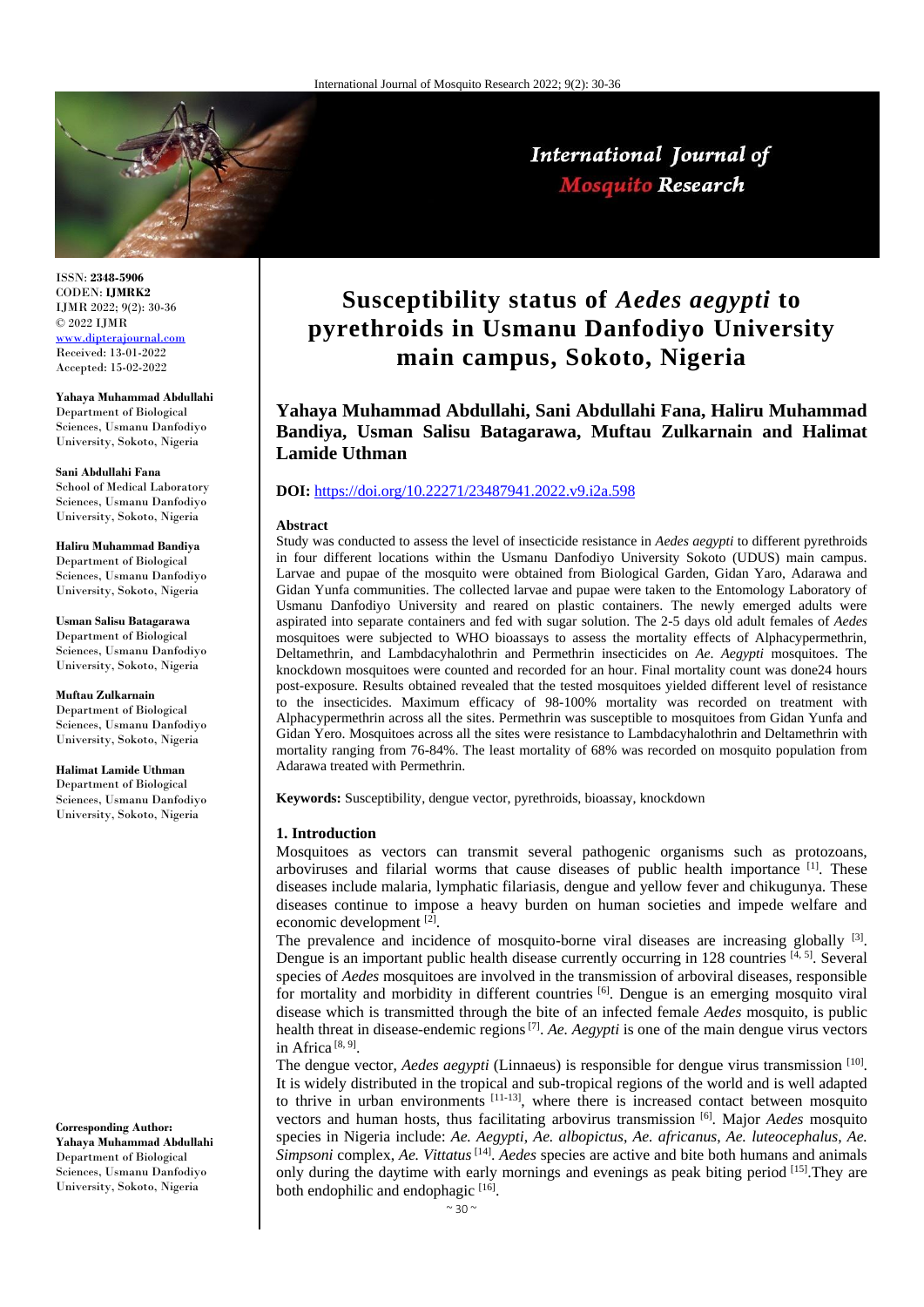ISSN: **2348-5906**
CODEN: **IJMRK2**
IJMR 2022; 9(2): 30-36
© 2022 IJMR
www.dipterajournal.com
Received: 13-01-2022
Accepted: 15-02-2022

**Yahaya Muhammad Abdullahi**
Department of Biological Sciences, Usmanu Danfodiyo University, Sokoto, Nigeria

**Sani Abdullahi Fana**
School of Medical Laboratory Sciences, Usmanu Danfodiyo University, Sokoto, Nigeria

**Haliru Muhammad Bandiya**
Department of Biological Sciences, Usmanu Danfodiyo University, Sokoto, Nigeria

**Usman Salisu Batagarawa**
Department of Biological Sciences, Usmanu Danfodiyo University, Sokoto, Nigeria

**Muftau Zulkarnain**
Department of Biological Sciences, Usmanu Danfodiyo University, Sokoto, Nigeria

**Halimat Lamide Uthman**
Department of Biological Sciences, Usmanu Danfodiyo University, Sokoto, Nigeria

**Corresponding Author:**
**Yahaya Muhammad Abdullahi**
Department of Biological Sciences, Usmanu Danfodiyo University, Sokoto, Nigeria

# Susceptibility status of *Aedes aegypti* to pyrethroids in Usmanu Danfodiyo University main campus, Sokoto, Nigeria

**Yahaya Muhammad Abdullahi, Sani Abdullahi Fana, Haliru Muhammad Bandiya, Usman Salisu Batagarawa, Muftau Zulkarnain and Halimat Lamide Uthman**

**DOI:** https://doi.org/10.22271/23487941.2022.v9.i2a.598

**Abstract**

Study was conducted to assess the level of insecticide resistance in *Aedes aegypti* to different pyrethroids in four different locations within the Usmanu Danfodiyo University Sokoto (UDUS) main campus. Larvae and pupae of the mosquito were obtained from Biological Garden, Gidan Yaro, Adarawa and Gidan Yunfa communities. The collected larvae and pupae were taken to the Entomology Laboratory of Usmanu Danfodiyo University and reared on plastic containers. The newly emerged adults were aspirated into separate containers and fed with sugar solution. The 2-5 days old adult females of *Aedes* mosquitoes were subjected to WHO bioassays to assess the mortality effects of Alphacypermethrin, Deltamethrin, and Lambdacyhalothrin and Permethrin insecticides on *Ae. Aegypti* mosquitoes. The knockdown mosquitoes were counted and recorded for an hour. Final mortality count was done24 hours post-exposure. Results obtained revealed that the tested mosquitoes yielded different level of resistance to the insecticides. Maximum efficacy of 98-100% mortality was recorded on treatment with Alphacypermethrin across all the sites. Permethrin was susceptible to mosquitoes from Gidan Yunfa and Gidan Yero. Mosquitoes across all the sites were resistance to Lambdacyhalothrin and Deltamethrin with mortality ranging from 76-84%. The least mortality of 68% was recorded on mosquito population from Adarawa treated with Permethrin.

**Keywords:** Susceptibility, dengue vector, pyrethroids, bioassay, knockdown

## 1. Introduction

Mosquitoes as vectors can transmit several pathogenic organisms such as protozoans, arboviruses and filarial worms that cause diseases of public health importance [1]. These diseases include malaria, lymphatic filariasis, dengue and yellow fever and chikugunya. These diseases continue to impose a heavy burden on human societies and impede welfare and economic development [2].

The prevalence and incidence of mosquito-borne viral diseases are increasing globally [3]. Dengue is an important public health disease currently occurring in 128 countries [4, 5]. Several species of *Aedes* mosquitoes are involved in the transmission of arboviral diseases, responsible for mortality and morbidity in different countries [6]. Dengue is an emerging mosquito viral disease which is transmitted through the bite of an infected female *Aedes* mosquito, is public health threat in disease-endemic regions [7]. *Ae. Aegypti* is one of the main dengue virus vectors in Africa [8, 9].

The dengue vector, *Aedes aegypti* (Linnaeus) is responsible for dengue virus transmission [10]. It is widely distributed in the tropical and sub-tropical regions of the world and is well adapted to thrive in urban environments [11-13], where there is increased contact between mosquito vectors and human hosts, thus facilitating arbovirus transmission [6]. Major *Aedes* mosquito species in Nigeria include: *Ae. Aegypti*, *Ae. albopictus*, *Ae. africanus*, *Ae. luteocephalus*, *Ae. Simpsoni* complex, *Ae. Vittatus* [14]. *Aedes* species are active and bite both humans and animals only during the daytime with early mornings and evenings as peak biting period [15].They are both endophilic and endophagic [16].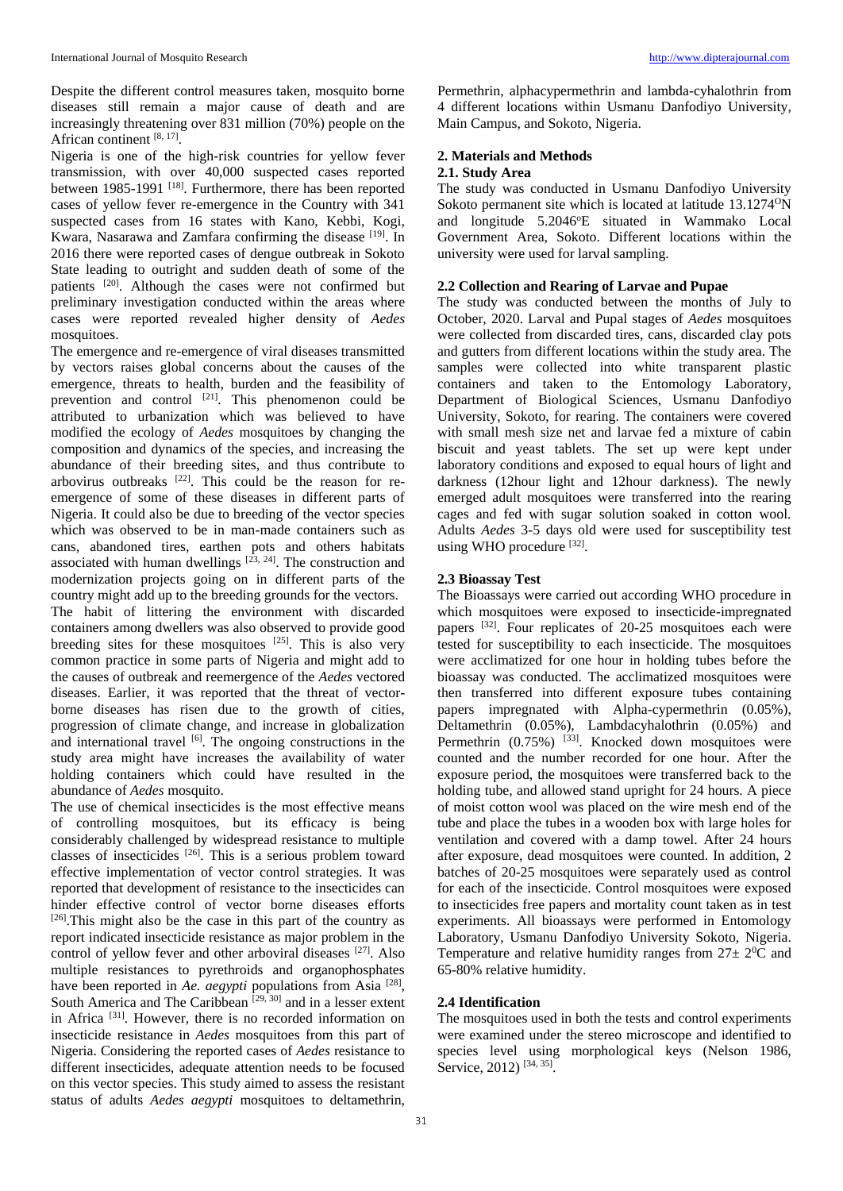Despite the different control measures taken, mosquito borne diseases still remain a major cause of death and are increasingly threatening over 831 million (70%) people on the African continent [8, 17].

Nigeria is one of the high-risk countries for yellow fever transmission, with over 40,000 suspected cases reported between 1985-1991 [18]. Furthermore, there has been reported cases of yellow fever re-emergence in the Country with 341 suspected cases from 16 states with Kano, Kebbi, Kogi, Kwara, Nasarawa and Zamfara confirming the disease [19]. In 2016 there were reported cases of dengue outbreak in Sokoto State leading to outright and sudden death of some of the patients [20]. Although the cases were not confirmed but preliminary investigation conducted within the areas where cases were reported revealed higher density of *Aedes* mosquitoes.

The emergence and re-emergence of viral diseases transmitted by vectors raises global concerns about the causes of the emergence, threats to health, burden and the feasibility of prevention and control [21]. This phenomenon could be attributed to urbanization which was believed to have modified the ecology of *Aedes* mosquitoes by changing the composition and dynamics of the species, and increasing the abundance of their breeding sites, and thus contribute to arbovirus outbreaks [22]. This could be the reason for re-emergence of some of these diseases in different parts of Nigeria. It could also be due to breeding of the vector species which was observed to be in man-made containers such as cans, abandoned tires, earthen pots and others habitats associated with human dwellings [23, 24]. The construction and modernization projects going on in different parts of the country might add up to the breeding grounds for the vectors.

The habit of littering the environment with discarded containers among dwellers was also observed to provide good breeding sites for these mosquitoes [25]. This is also very common practice in some parts of Nigeria and might add to the causes of outbreak and reemergence of the *Aedes* vectored diseases. Earlier, it was reported that the threat of vector-borne diseases has risen due to the growth of cities, progression of climate change, and increase in globalization and international travel [6]. The ongoing constructions in the study area might have increases the availability of water holding containers which could have resulted in the abundance of *Aedes* mosquito.

The use of chemical insecticides is the most effective means of controlling mosquitoes, but its efficacy is being considerably challenged by widespread resistance to multiple classes of insecticides [26]. This is a serious problem toward effective implementation of vector control strategies. It was reported that development of resistance to the insecticides can hinder effective control of vector borne diseases efforts [26].This might also be the case in this part of the country as report indicated insecticide resistance as major problem in the control of yellow fever and other arboviral diseases [27]. Also multiple resistances to pyrethroids and organophosphates have been reported in *Ae. aegypti* populations from Asia [28], South America and The Caribbean [29, 30] and in a lesser extent in Africa [31]. However, there is no recorded information on insecticide resistance in *Aedes* mosquitoes from this part of Nigeria. Considering the reported cases of *Aedes* resistance to different insecticides, adequate attention needs to be focused on this vector species. This study aimed to assess the resistant status of adults *Aedes aegypti* mosquitoes to deltamethrin, Permethrin, alphacypermethrin and lambda-cyhalothrin from 4 different locations within Usmanu Danfodiyo University, Main Campus, and Sokoto, Nigeria.

## 2. Materials and Methods

### 2.1. Study Area

The study was conducted in Usmanu Danfodiyo University Sokoto permanent site which is located at latitude 13.1274°N and longitude 5.2046°E situated in Wammako Local Government Area, Sokoto. Different locations within the university were used for larval sampling.

### 2.2 Collection and Rearing of Larvae and Pupae

The study was conducted between the months of July to October, 2020. Larval and Pupal stages of *Aedes* mosquitoes were collected from discarded tires, cans, discarded clay pots and gutters from different locations within the study area. The samples were collected into white transparent plastic containers and taken to the Entomology Laboratory, Department of Biological Sciences, Usmanu Danfodiyo University, Sokoto, for rearing. The containers were covered with small mesh size net and larvae fed a mixture of cabin biscuit and yeast tablets. The set up were kept under laboratory conditions and exposed to equal hours of light and darkness (12hour light and 12hour darkness). The newly emerged adult mosquitoes were transferred into the rearing cages and fed with sugar solution soaked in cotton wool. Adults *Aedes* 3-5 days old were used for susceptibility test using WHO procedure [32].

### 2.3 Bioassay Test

The Bioassays were carried out according WHO procedure in which mosquitoes were exposed to insecticide-impregnated papers [32]. Four replicates of 20-25 mosquitoes each were tested for susceptibility to each insecticide. The mosquitoes were acclimatized for one hour in holding tubes before the bioassay was conducted. The acclimatized mosquitoes were then transferred into different exposure tubes containing papers impregnated with Alpha-cypermethrin (0.05%), Deltamethrin (0.05%), Lambdacyhalothrin (0.05%) and Permethrin (0.75%) [33]. Knocked down mosquitoes were counted and the number recorded for one hour. After the exposure period, the mosquitoes were transferred back to the holding tube, and allowed stand upright for 24 hours. A piece of moist cotton wool was placed on the wire mesh end of the tube and place the tubes in a wooden box with large holes for ventilation and covered with a damp towel. After 24 hours after exposure, dead mosquitoes were counted. In addition, 2 batches of 20-25 mosquitoes were separately used as control for each of the insecticide. Control mosquitoes were exposed to insecticides free papers and mortality count taken as in test experiments. All bioassays were performed in Entomology Laboratory, Usmanu Danfodiyo University Sokoto, Nigeria. Temperature and relative humidity ranges from $27 \pm 2^0$C and 65-80% relative humidity.

### 2.4 Identification

The mosquitoes used in both the tests and control experiments were examined under the stereo microscope and identified to species level using morphological keys (Nelson 1986, Service, 2012) [34, 35].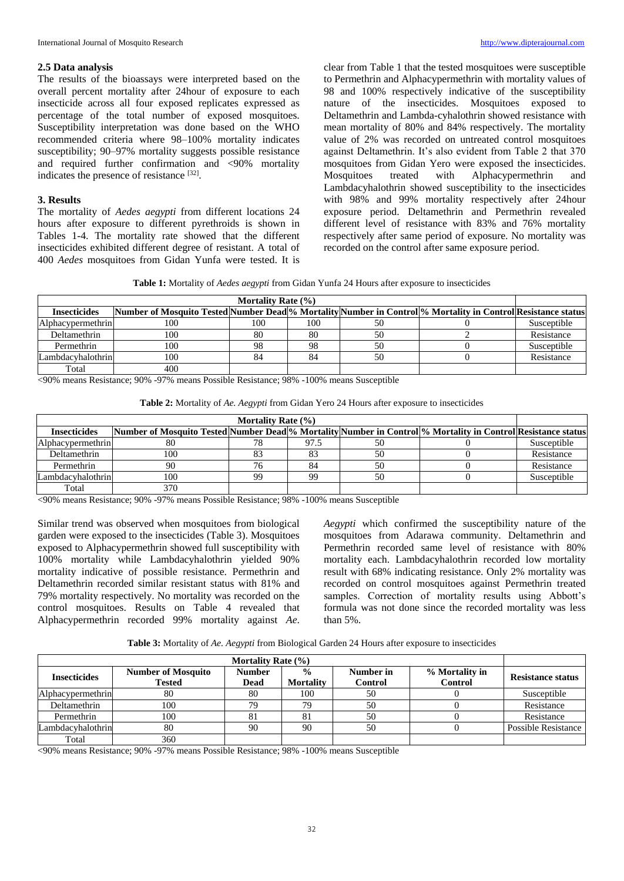### 2.5 Data analysis

The results of the bioassays were interpreted based on the overall percent mortality after 24hour of exposure to each insecticide across all four exposed replicates expressed as percentage of the total number of exposed mosquitoes. Susceptibility interpretation was done based on the WHO recommended criteria where 98–100% mortality indicates susceptibility; 90–97% mortality suggests possible resistance and required further confirmation and <90% mortality indicates the presence of resistance [32].

## 3. Results

The mortality of *Aedes aegypti* from different locations 24 hours after exposure to different pyrethroids is shown in Tables 1-4. The mortality rate showed that the different insecticides exhibited different degree of resistant. A total of 400 *Aedes* mosquitoes from Gidan Yunfa were tested. It is clear from Table 1 that the tested mosquitoes were susceptible to Permethrin and Alphacypermethrin with mortality values of 98 and 100% respectively indicative of the susceptibility nature of the insecticides. Mosquitoes exposed to Deltamethrin and Lambda-cyhalothrin showed resistance with mean mortality of 80% and 84% respectively. The mortality value of 2% was recorded on untreated control mosquitoes against Deltamethrin. It's also evident from Table 2 that 370 mosquitoes from Gidan Yero were exposed the insecticides. Mosquitoes treated with Alphacypermethrin and Lambdacyhalothrin showed susceptibility to the insecticides with 98% and 99% mortality respectively after 24hour exposure period. Deltamethrin and Permethrin revealed different level of resistance with 83% and 76% mortality respectively after same period of exposure. No mortality was recorded on the control after same exposure period.

**Table 1:** Mortality of *Aedes aegypti* from Gidan Yunfa 24 Hours after exposure to insecticides

| Mortality Rate (%) | | | | | | |
|---|---|---|---|---|---|---|
| **Insecticides** | **Number of Mosquito Tested** | **Number Dead** | **% Mortality** | **Number in Control** | **% Mortality in Control** | **Resistance status** |
| Alphacypermethrin | 100 | 100 | 100 | 50 | 0 | Susceptible |
| Deltamethrin | 100 | 80 | 80 | 50 | 2 | Resistance |
| Permethrin | 100 | 98 | 98 | 50 | 0 | Susceptible |
| Lambdacyhalothrin | 100 | 84 | 84 | 50 | 0 | Resistance |
| Total | 400 | | | | | |

<90% means Resistance; 90% -97% means Possible Resistance; 98% -100% means Susceptible

**Table 2:** Mortality of *Ae. Aegypti* from Gidan Yero 24 Hours after exposure to insecticides

| Mortality Rate (%) | | | | | | |
|---|---|---|---|---|---|---|
| **Insecticides** | **Number of Mosquito Tested** | **Number Dead** | **% Mortality** | **Number in Control** | **% Mortality in Control** | **Resistance status** |
| Alphacypermethrin | 80 | 78 | 97.5 | 50 | 0 | Susceptible |
| Deltamethrin | 100 | 83 | 83 | 50 | 0 | Resistance |
| Permethrin | 90 | 76 | 84 | 50 | 0 | Resistance |
| Lambdacyhalothrin | 100 | 99 | 99 | 50 | 0 | Susceptible |
| Total | 370 | | | | | |

<90% means Resistance; 90% -97% means Possible Resistance; 98% -100% means Susceptible

Similar trend was observed when mosquitoes from biological garden were exposed to the insecticides (Table 3). Mosquitoes exposed to Alphacypermethrin showed full susceptibility with 100% mortality while Lambdacyhalothrin yielded 90% mortality indicative of possible resistance. Permethrin and Deltamethrin recorded similar resistant status with 81% and 79% mortality respectively. No mortality was recorded on the control mosquitoes. Results on Table 4 revealed that Alphacypermethrin recorded 99% mortality against *Ae. Aegypti* which confirmed the susceptibility nature of the mosquitoes from Adarawa community. Deltamethrin and Permethrin recorded same level of resistance with 80% mortality each. Lambdacyhalothrin recorded low mortality result with 68% indicating resistance. Only 2% mortality was recorded on control mosquitoes against Permethrin treated samples. Correction of mortality results using Abbott's formula was not done since the recorded mortality was less than 5%.

**Table 3:** Mortality of *Ae. Aegypti* from Biological Garden 24 Hours after exposure to insecticides

| Mortality Rate (%) | | | | | | |
|---|---|---|---|---|---|---|
| **Insecticides** | **Number of Mosquito Tested** | **Number Dead** | **% Mortality** | **Number in Control** | **% Mortality in Control** | **Resistance status** |
| Alphacypermethrin | 80 | 80 | 100 | 50 | 0 | Susceptible |
| Deltamethrin | 100 | 79 | 79 | 50 | 0 | Resistance |
| Permethrin | 100 | 81 | 81 | 50 | 0 | Resistance |
| Lambdacyhalothrin | 80 | 90 | 90 | 50 | 0 | Possible Resistance |
| Total | 360 | | | | | |

<90% means Resistance; 90% -97% means Possible Resistance; 98% -100% means Susceptible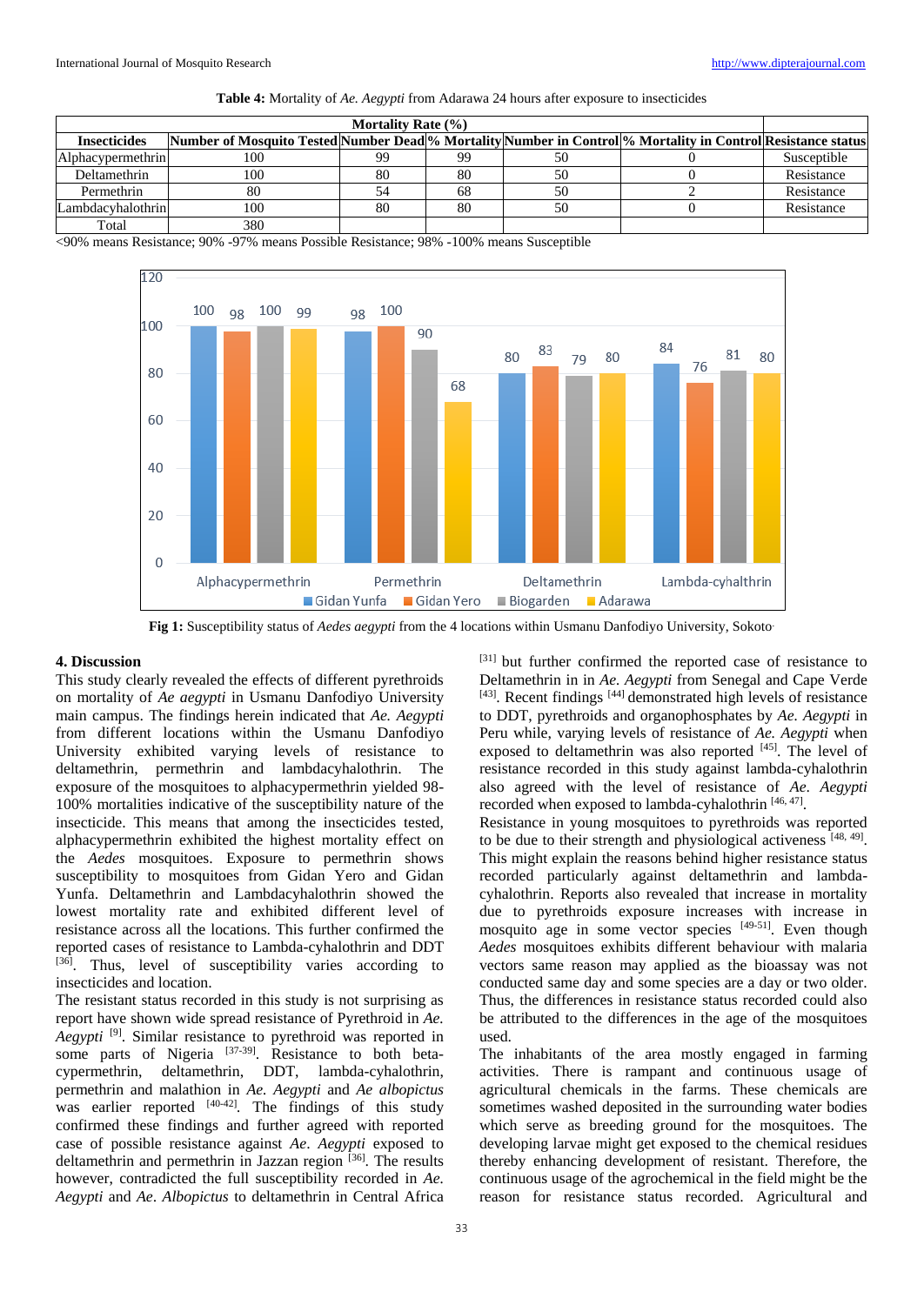**Table 4:** Mortality of *Ae. Aegypti* from Adarawa 24 hours after exposure to insecticides

| Mortality Rate (%) | | | | | | |
|---|---|---|---|---|---|---|
| **Insecticides** | **Number of Mosquito Tested** | **Number Dead** | **% Mortality** | **Number in Control** | **% Mortality in Control** | **Resistance status** |
| Alphacypermethrin | 100 | 99 | 99 | 50 | 0 | Susceptible |
| Deltamethrin | 100 | 80 | 80 | 50 | 0 | Resistance |
| Permethrin | 80 | 54 | 68 | 50 | 2 | Resistance |
| Lambdacyhalothrin | 100 | 80 | 80 | 50 | 0 | Resistance |
| Total | 380 | | | | | |

<90% means Resistance; 90% -97% means Possible Resistance; 98% -100% means Susceptible

**Fig 1:** Susceptibility status of *Aedes aegypti* from the 4 locations within Usmanu Danfodiyo University, Sokoto.

## 4. Discussion

This study clearly revealed the effects of different pyrethroids on mortality of *Ae aegypti* in Usmanu Danfodiyo University main campus. The findings herein indicated that *Ae. Aegypti* from different locations within the Usmanu Danfodiyo University exhibited varying levels of resistance to deltamethrin, permethrin and lambdacyhalothrin. The exposure of the mosquitoes to alphacypermethrin yielded 98-100% mortalities indicative of the susceptibility nature of the insecticide. This means that among the insecticides tested, alphacypermethrin exhibited the highest mortality effect on the *Aedes* mosquitoes. Exposure to permethrin shows susceptibility to mosquitoes from Gidan Yero and Gidan Yunfa. Deltamethrin and Lambdacyhalothrin showed the lowest mortality rate and exhibited different level of resistance across all the locations. This further confirmed the reported cases of resistance to Lambda-cyhalothrin and DDT [36]. Thus, level of susceptibility varies according to insecticides and location.

The resistant status recorded in this study is not surprising as report have shown wide spread resistance of Pyrethroid in *Ae. Aegypti* [9]. Similar resistance to pyrethroid was reported in some parts of Nigeria [37-39]. Resistance to both beta-cypermethrin, deltamethrin, DDT, lambda-cyhalothrin, permethrin and malathion in *Ae. Aegypti* and *Ae albopictus* was earlier reported [40-42]. The findings of this study confirmed these findings and further agreed with reported case of possible resistance against *Ae. Aegypti* exposed to deltamethrin and permethrin in Jazzan region [36]. The results however, contradicted the full susceptibility recorded in *Ae. Aegypti* and *Ae. Albopictus* to deltamethrin in Central Africa [31] but further confirmed the reported case of resistance to Deltamethrin in in *Ae. Aegypti* from Senegal and Cape Verde [43]. Recent findings [44] demonstrated high levels of resistance to DDT, pyrethroids and organophosphates by *Ae. Aegypti* in Peru while, varying levels of resistance of *Ae. Aegypti* when exposed to deltamethrin was also reported [45]. The level of resistance recorded in this study against lambda-cyhalothrin also agreed with the level of resistance of *Ae. Aegypti* recorded when exposed to lambda-cyhalothrin [46, 47].

Resistance in young mosquitoes to pyrethroids was reported to be due to their strength and physiological activeness [48, 49]. This might explain the reasons behind higher resistance status recorded particularly against deltamethrin and lambda-cyhalothrin. Reports also revealed that increase in mortality due to pyrethroids exposure increases with increase in mosquito age in some vector species [49-51]. Even though *Aedes* mosquitoes exhibits different behaviour with malaria vectors same reason may applied as the bioassay was not conducted same day and some species are a day or two older. Thus, the differences in resistance status recorded could also be attributed to the differences in the age of the mosquitoes used.

The inhabitants of the area mostly engaged in farming activities. There is rampant and continuous usage of agricultural chemicals in the farms. These chemicals are sometimes washed deposited in the surrounding water bodies which serve as breeding ground for the mosquitoes. The developing larvae might get exposed to the chemical residues thereby enhancing development of resistant. Therefore, the continuous usage of the agrochemical in the field might be the reason for resistance status recorded. Agricultural and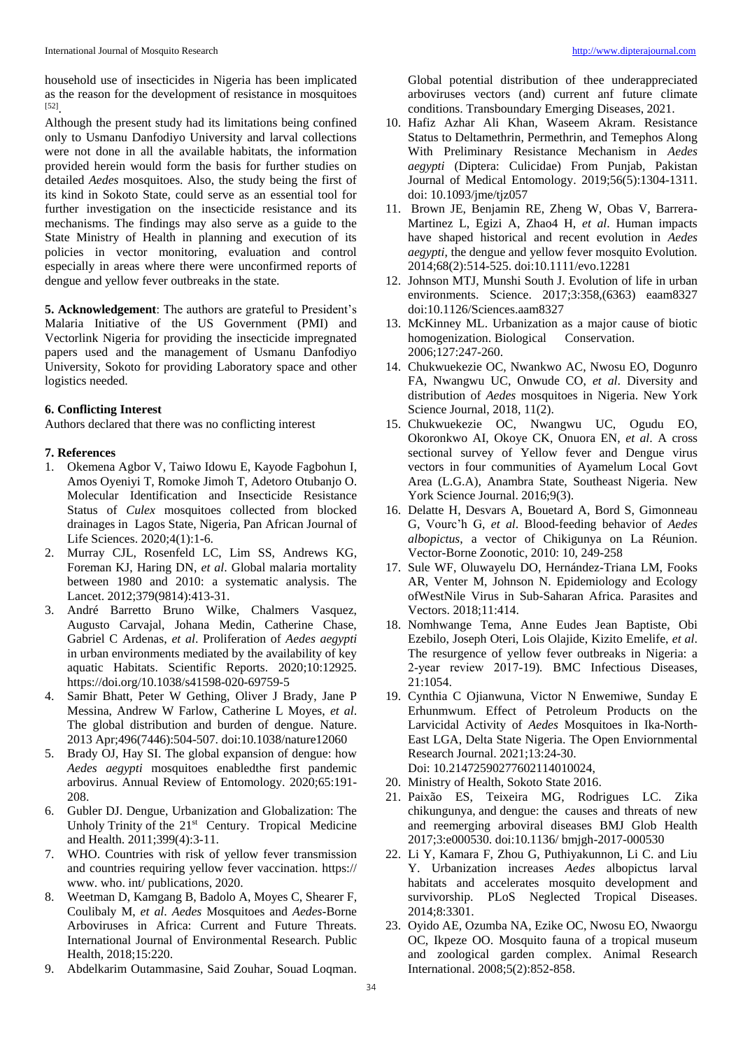household use of insecticides in Nigeria has been implicated as the reason for the development of resistance in mosquitoes [52].

Although the present study had its limitations being confined only to Usmanu Danfodiyo University and larval collections were not done in all the available habitats, the information provided herein would form the basis for further studies on detailed *Aedes* mosquitoes. Also, the study being the first of its kind in Sokoto State, could serve as an essential tool for further investigation on the insecticide resistance and its mechanisms. The findings may also serve as a guide to the State Ministry of Health in planning and execution of its policies in vector monitoring, evaluation and control especially in areas where there were unconfirmed reports of dengue and yellow fever outbreaks in the state.

**5. Acknowledgement**: The authors are grateful to President's Malaria Initiative of the US Government (PMI) and Vectorlink Nigeria for providing the insecticide impregnated papers used and the management of Usmanu Danfodiyo University, Sokoto for providing Laboratory space and other logistics needed.

## 6. Conflicting Interest

Authors declared that there was no conflicting interest

## 7. References

1. Okemena Agbor V, Taiwo Idowu E, Kayode Fagbohun I, Amos Oyeniyi T, Romoke Jimoh T, Adetoro Otubanjo O. Molecular Identification and Insecticide Resistance Status of *Culex* mosquitoes collected from blocked drainages in Lagos State, Nigeria, Pan African Journal of Life Sciences. 2020;4(1):1-6.
2. Murray CJL, Rosenfeld LC, Lim SS, Andrews KG, Foreman KJ, Haring DN, *et al*. Global malaria mortality between 1980 and 2010: a systematic analysis. The Lancet. 2012;379(9814):413-31.
3. André Barretto Bruno Wilke, Chalmers Vasquez, Augusto Carvajal, Johana Medin, Catherine Chase, Gabriel C Ardenas, *et al*. Proliferation of *Aedes aegypti* in urban environments mediated by the availability of key aquatic Habitats. Scientific Reports. 2020;10:12925. https://doi.org/10.1038/s41598-020-69759-5
4. Samir Bhatt, Peter W Gething, Oliver J Brady, Jane P Messina, Andrew W Farlow, Catherine L Moyes, *et al*. The global distribution and burden of dengue. Nature. 2013 Apr;496(7446):504-507. doi:10.1038/nature12060
5. Brady OJ, Hay SI. The global expansion of dengue: how *Aedes aegypti* mosquitoes enabledthe first pandemic arbovirus. Annual Review of Entomology. 2020;65:191-208.
6. Gubler DJ. Dengue, Urbanization and Globalization: The Unholy Trinity of the 21st Century. Tropical Medicine and Health. 2011;399(4):3-11.
7. WHO. Countries with risk of yellow fever transmission and countries requiring yellow fever vaccination. https:// www. who. int/ publications, 2020.
8. Weetman D, Kamgang B, Badolo A, Moyes C, Shearer F, Coulibaly M, *et al*. *Aedes* Mosquitoes and *Aedes*-Borne Arboviruses in Africa: Current and Future Threats. International Journal of Environmental Research. Public Health, 2018;15:220.
9. Abdelkarim Outammasine, Said Zouhar, Souad Loqman. Global potential distribution of thee underappreciated arboviruses vectors (and) current anf future climate conditions. Transboundary Emerging Diseases, 2021.
10. Hafiz Azhar Ali Khan, Waseem Akram. Resistance Status to Deltamethrin, Permethrin, and Temephos Along With Preliminary Resistance Mechanism in *Aedes aegypti* (Diptera: Culicidae) From Punjab, Pakistan Journal of Medical Entomology. 2019;56(5):1304-1311. doi: 10.1093/jme/tjz057
11. Brown JE, Benjamin RE, Zheng W, Obas V, Barrera-Martinez L, Egizi A, Zhao4 H, *et al*. Human impacts have shaped historical and recent evolution in *Aedes aegypti*, the dengue and yellow fever mosquito Evolution. 2014;68(2):514-525. doi:10.1111/evo.12281
12. Johnson MTJ, Munshi South J. Evolution of life in urban environments. Science. 2017;3:358,(6363) eaam8327 doi:10.1126/Sciences.aam8327
13. McKinney ML. Urbanization as a major cause of biotic homogenization. Biological Conservation. 2006;127:247-260.
14. Chukwuekezie OC, Nwankwo AC, Nwosu EO, Dogunro FA, Nwangwu UC, Onwude CO, *et al*. Diversity and distribution of *Aedes* mosquitoes in Nigeria. New York Science Journal, 2018, 11(2).
15. Chukwuekezie OC, Nwangwu UC, Ogudu EO, Okoronkwo AI, Okoye CK, Onuora EN, *et al*. A cross sectional survey of Yellow fever and Dengue virus vectors in four communities of Ayamelum Local Govt Area (L.G.A), Anambra State, Southeast Nigeria. New York Science Journal. 2016;9(3).
16. Delatte H, Desvars A, Bouetard A, Bord S, Gimonneau G, Vourc'h G, *et al*. Blood-feeding behavior of *Aedes albopictus*, a vector of Chikigunya on La Réunion. Vector-Borne Zoonotic, 2010: 10, 249-258
17. Sule WF, Oluwayelu DO, Hernández-Triana LM, Fooks AR, Venter M, Johnson N. Epidemiology and Ecology ofWestNile Virus in Sub-Saharan Africa. Parasites and Vectors. 2018;11:414.
18. Nomhwange Tema, Anne Eudes Jean Baptiste, Obi Ezebilo, Joseph Oteri, Lois Olajide, Kizito Emelife, *et al*. The resurgence of yellow fever outbreaks in Nigeria: a 2-year review 2017-19). BMC Infectious Diseases, 21:1054.
19. Cynthia C Ojianwuna, Victor N Enwemiwe, Sunday E Erhunmwum. Effect of Petroleum Products on the Larvicidal Activity of *Aedes* Mosquitoes in Ika-North-East LGA, Delta State Nigeria. The Open Enviornmental Research Journal. 2021;13:24-30. Doi: 10.2147259027760211401002 4,
20. Ministry of Health, Sokoto State 2016.
21. Paixão ES, Teixeira MG, Rodrigues LC. Zika chikungunya, and dengue: the causes and threats of new and reemerging arboviral diseases BMJ Glob Health 2017;3:e000530. doi:10.1136/ bmjgh-2017-000530
22. Li Y, Kamara F, Zhou G, Puthiyakunnon, Li C. and Liu Y. Urbanization increases *Aedes* albopictus larval habitats and accelerates mosquito development and survivorship. PLoS Neglected Tropical Diseases. 2014;8:3301.
23. Oyido AE, Ozumba NA, Ezike OC, Nwosu EO, Nwaorgu OC, Ikpeze OO. Mosquito fauna of a tropical museum and zoological garden complex. Animal Research International. 2008;5(2):852-858.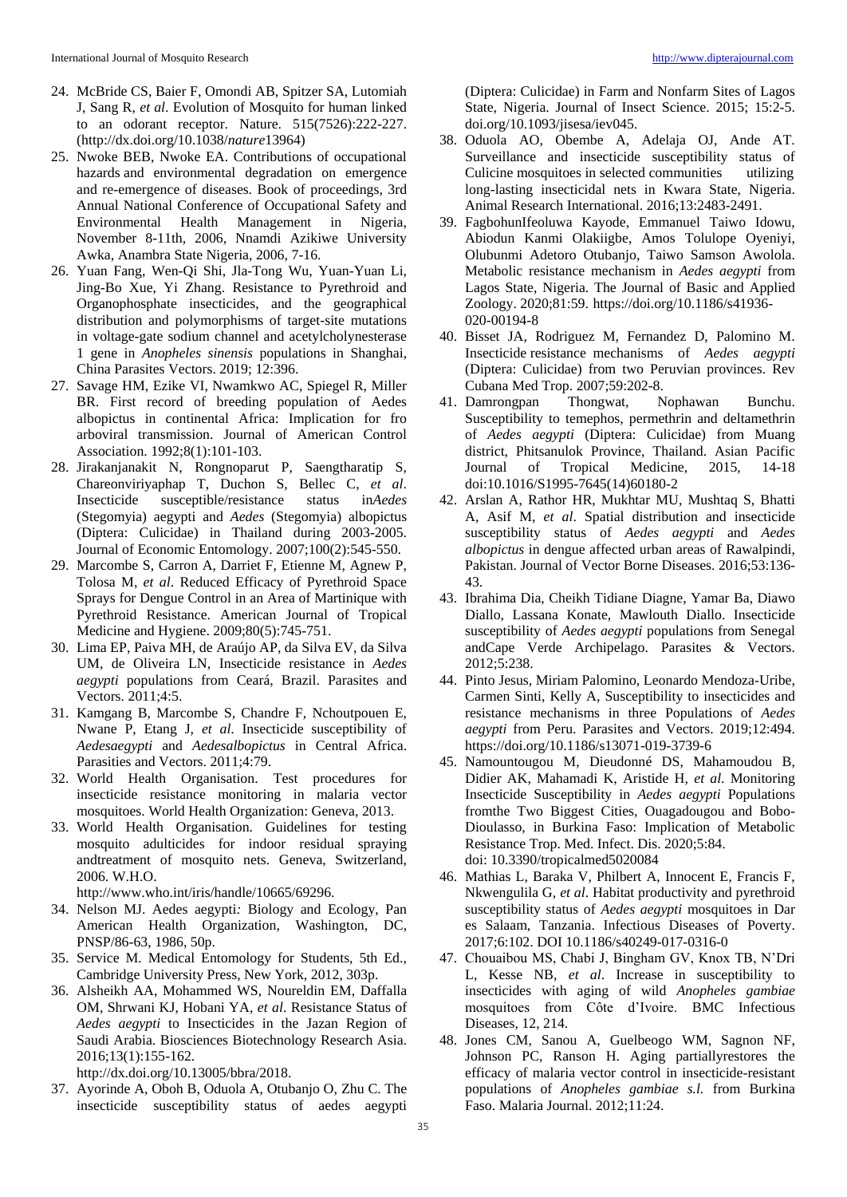24. McBride CS, Baier F, Omondi AB, Spitzer SA, Lutomiah J, Sang R, *et al*. Evolution of Mosquito for human linked to an odorant receptor. Nature. 515(7526):222-227. (http://dx.doi.org/10.1038/*nature*13964)
25. Nwoke BEB, Nwoke EA. Contributions of occupational hazards and environmental degradation on emergence and re-emergence of diseases. Book of proceedings, 3rd Annual National Conference of Occupational Safety and Environmental Health Management in Nigeria, November 8-11th, 2006, Nnamdi Azikiwe University Awka, Anambra State Nigeria, 2006, 7-16.
26. Yuan Fang, Wen-Qi Shi, Jla-Tong Wu, Yuan-Yuan Li, Jing-Bo Xue, Yi Zhang. Resistance to Pyrethroid and Organophosphate insecticides, and the geographical distribution and polymorphisms of target-site mutations in voltage-gate sodium channel and acetylcholynesterase 1 gene in *Anopheles sinensis* populations in Shanghai, China Parasites Vectors. 2019; 12:396.
27. Savage HM, Ezike VI, Nwamkwo AC, Spiegel R, Miller BR. First record of breeding population of Aedes albopictus in continental Africa: Implication for fro arboviral transmission. Journal of American Control Association. 1992;8(1):101-103.
28. Jirakanjanakit N, Rongnoparut P, Saengtharatip S, Chareonviriyaphap T, Duchon S, Bellec C, *et al*. Insecticide susceptible/resistance status in*Aedes* (Stegomyia) aegypti and *Aedes* (Stegomyia) albopictus (Diptera: Culicidae) in Thailand during 2003-2005. Journal of Economic Entomology. 2007;100(2):545-550.
29. Marcombe S, Carron A, Darriet F, Etienne M, Agnew P, Tolosa M, *et al*. Reduced Efficacy of Pyrethroid Space Sprays for Dengue Control in an Area of Martinique with Pyrethroid Resistance. American Journal of Tropical Medicine and Hygiene. 2009;80(5):745-751.
30. Lima EP, Paiva MH, de Araújo AP, da Silva EV, da Silva UM, de Oliveira LN, Insecticide resistance in *Aedes aegypti* populations from Ceará, Brazil. Parasites and Vectors. 2011;4:5.
31. Kamgang B, Marcombe S, Chandre F, Nchoutpouen E, Nwane P, Etang J, *et al*. Insecticide susceptibility of *Aedesaegypti* and *Aedesalbopictus* in Central Africa. Parasities and Vectors. 2011;4:79.
32. World Health Organisation. Test procedures for insecticide resistance monitoring in malaria vector mosquitoes. World Health Organization: Geneva, 2013.
33. World Health Organisation. Guidelines for testing mosquito adulticides for indoor residual spraying andtreatment of mosquito nets. Geneva, Switzerland, 2006. W.H.O. http://www.who.int/iris/handle/10665/69296.
34. Nelson MJ. Aedes aegypti*:* Biology and Ecology, Pan American Health Organization, Washington, DC, PNSP/86-63, 1986, 50p.
35. Service M. Medical Entomology for Students, 5th Ed., Cambridge University Press, New York, 2012, 303p.
36. Alsheikh AA, Mohammed WS, Noureldin EM, Daffalla OM, Shrwani KJ, Hobani YA, *et al*. Resistance Status of *Aedes aegypti* to Insecticides in the Jazan Region of Saudi Arabia. Biosciences Biotechnology Research Asia. 2016;13(1):155-162. http://dx.doi.org/10.13005/bbra/2018.
37. Ayorinde A, Oboh B, Oduola A, Otubanjo O, Zhu C. The insecticide susceptibility status of aedes aegypti (Diptera: Culicidae) in Farm and Nonfarm Sites of Lagos State, Nigeria. Journal of Insect Science. 2015; 15:2-5. doi.org/10.1093/jisesa/iev045.
38. Oduola AO, Obembe A, Adelaja OJ, Ande AT. Surveillance and insecticide susceptibility status of Culicine mosquitoes in selected communities utilizing long-lasting insecticidal nets in Kwara State, Nigeria. Animal Research International. 2016;13:2483-2491.
39. FagbohunIfeoluwa Kayode, Emmanuel Taiwo Idowu, Abiodun Kanmi Olakiigbe, Amos Tolulope Oyeniyi, Olubunmi Adetoro Otubanjo, Taiwo Samson Awolola. Metabolic resistance mechanism in *Aedes aegypti* from Lagos State, Nigeria. The Journal of Basic and Applied Zoology. 2020;81:59. https://doi.org/10.1186/s41936-020-00194-8
40. Bisset JA, Rodriguez M, Fernandez D, Palomino M. Insecticide resistance mechanisms of *Aedes aegypti* (Diptera: Culicidae) from two Peruvian provinces. Rev Cubana Med Trop. 2007;59:202-8.
41. Damrongpan Thongwat, Nophawan Bunchu. Susceptibility to temephos, permethrin and deltamethrin of *Aedes aegypti* (Diptera: Culicidae) from Muang district, Phitsanulok Province, Thailand. Asian Pacific Journal of Tropical Medicine, 2015, 14-18 doi:10.1016/S1995-7645(14)60180-2
42. Arslan A, Rathor HR, Mukhtar MU, Mushtaq S, Bhatti A, Asif M, *et al*. Spatial distribution and insecticide susceptibility status of *Aedes aegypti* and *Aedes albopictus* in dengue affected urban areas of Rawalpindi, Pakistan. Journal of Vector Borne Diseases. 2016;53:136-43.
43. Ibrahima Dia, Cheikh Tidiane Diagne, Yamar Ba, Diawo Diallo, Lassana Konate, Mawlouth Diallo. Insecticide susceptibility of *Aedes aegypti* populations from Senegal andCape Verde Archipelago. Parasites & Vectors. 2012;5:238.
44. Pinto Jesus, Miriam Palomino, Leonardo Mendoza-Uribe, Carmen Sinti, Kelly A, Susceptibility to insecticides and resistance mechanisms in three Populations of *Aedes aegypti* from Peru. Parasites and Vectors. 2019;12:494. https://doi.org/10.1186/s13071-019-3739-6
45. Namountougou M, Dieudonné DS, Mahamoudou B, Didier AK, Mahamadi K, Aristide H, *et al*. Monitoring Insecticide Susceptibility in *Aedes aegypti* Populations fromthe Two Biggest Cities, Ouagadougou and Bobo-Dioulasso, in Burkina Faso: Implication of Metabolic Resistance Trop. Med. Infect. Dis. 2020;5:84. doi: 10.3390/tropicalmed5020084
46. Mathias L, Baraka V, Philbert A, Innocent E, Francis F, Nkwengulila G, *et al*. Habitat productivity and pyrethroid susceptibility status of *Aedes aegypti* mosquitoes in Dar es Salaam, Tanzania. Infectious Diseases of Poverty. 2017;6:102. DOI 10.1186/s40249-017-0316-0
47. Chouaibou MS, Chabi J, Bingham GV, Knox TB, N'Dri L, Kesse NB, *et al*. Increase in susceptibility to insecticides with aging of wild *Anopheles gambiae* mosquitoes from Côte d'Ivoire. BMC Infectious Diseases, 12, 214.
48. Jones CM, Sanou A, Guelbeogo WM, Sagnon NF, Johnson PC, Ranson H. Aging partiallyrestores the efficacy of malaria vector control in insecticide-resistant populations of *Anopheles gambiae s.l.* from Burkina Faso. Malaria Journal. 2012;11:24.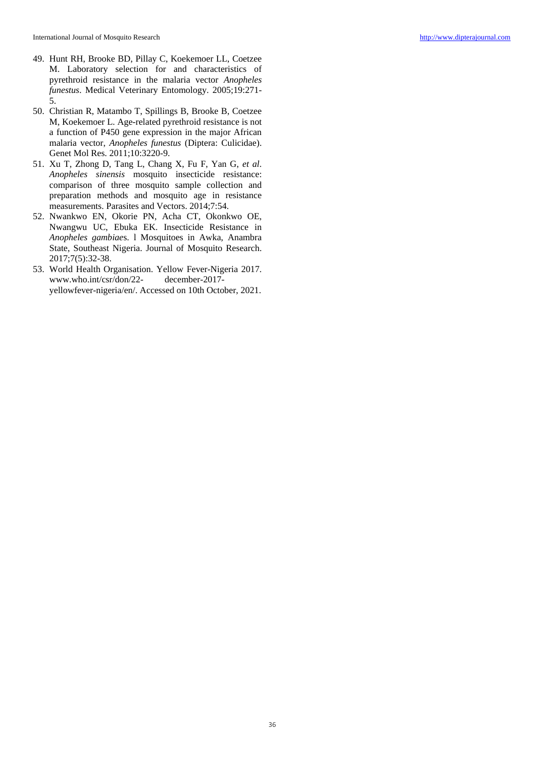49. Hunt RH, Brooke BD, Pillay C, Koekemoer LL, Coetzee M. Laboratory selection for and characteristics of pyrethroid resistance in the malaria vector *Anopheles funestus*. Medical Veterinary Entomology. 2005;19:271-5.
50. Christian R, Matambo T, Spillings B, Brooke B, Coetzee M, Koekemoer L. Age-related pyrethroid resistance is not a function of P450 gene expression in the major African malaria vector, *Anopheles funestus* (Diptera: Culicidae). Genet Mol Res. 2011;10:3220-9.
51. Xu T, Zhong D, Tang L, Chang X, Fu F, Yan G, *et al*. *Anopheles sinensis* mosquito insecticide resistance: comparison of three mosquito sample collection and preparation methods and mosquito age in resistance measurements. Parasites and Vectors. 2014;7:54.
52. Nwankwo EN, Okorie PN, Acha CT, Okonkwo OE, Nwangwu UC, Ebuka EK. Insecticide Resistance in *Anopheles gambiae*s. l Mosquitoes in Awka, Anambra State, Southeast Nigeria. Journal of Mosquito Research. 2017;7(5):32-38.
53. World Health Organisation. Yellow Fever-Nigeria 2017. www.who.int/csr/don/22- december-2017-yellowfever-nigeria/en/. Accessed on 10th October, 2021.